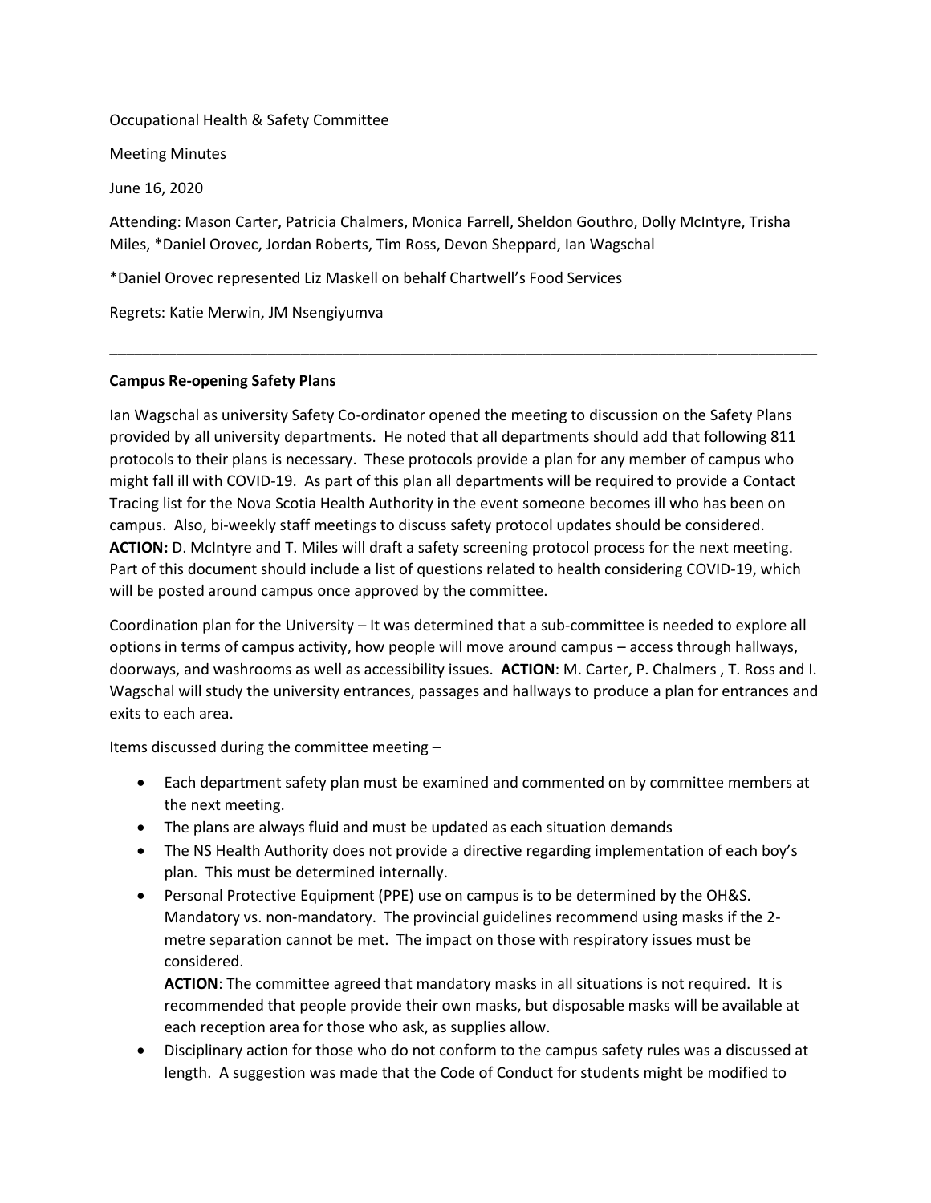Occupational Health & Safety Committee

Meeting Minutes

June 16, 2020

Attending: Mason Carter, Patricia Chalmers, Monica Farrell, Sheldon Gouthro, Dolly McIntyre, Trisha Miles, *Daniel Orovec, Jordan Roberts, Tim Ross, Devon Sheppard, Ian Wagschal

*Daniel Orovec represented Liz Maskell on behalf Chartwell's Food Services

Regrets: Katie Merwin, JM Nsengiyumva

---

**Campus Re-opening Safety Plans**

Ian Wagschal as university Safety Co-ordinator opened the meeting to discussion on the Safety Plans provided by all university departments. He noted that all departments should add that following 811 protocols to their plans is necessary. These protocols provide a plan for any member of campus who might fall ill with COVID-19. As part of this plan all departments will be required to provide a Contact Tracing list for the Nova Scotia Health Authority in the event someone becomes ill who has been on campus. Also, bi-weekly staff meetings to discuss safety protocol updates should be considered. **ACTION:** D. McIntyre and T. Miles will draft a safety screening protocol process for the next meeting. Part of this document should include a list of questions related to health considering COVID-19, which will be posted around campus once approved by the committee.

Coordination plan for the University – It was determined that a sub-committee is needed to explore all options in terms of campus activity, how people will move around campus – access through hallways, doorways, and washrooms as well as accessibility issues. **ACTION**: M. Carter, P. Chalmers , T. Ross and I. Wagschal will study the university entrances, passages and hallways to produce a plan for entrances and exits to each area.

Items discussed during the committee meeting –

- Each department safety plan must be examined and commented on by committee members at the next meeting.
- The plans are always fluid and must be updated as each situation demands
- The NS Health Authority does not provide a directive regarding implementation of each boy's plan. This must be determined internally.
- Personal Protective Equipment (PPE) use on campus is to be determined by the OH&S. Mandatory vs. non-mandatory. The provincial guidelines recommend using masks if the 2-metre separation cannot be met. The impact on those with respiratory issues must be considered.

  **ACTION**: The committee agreed that mandatory masks in all situations is not required. It is recommended that people provide their own masks, but disposable masks will be available at each reception area for those who ask, as supplies allow.
- Disciplinary action for those who do not conform to the campus safety rules was a discussed at length. A suggestion was made that the Code of Conduct for students might be modified to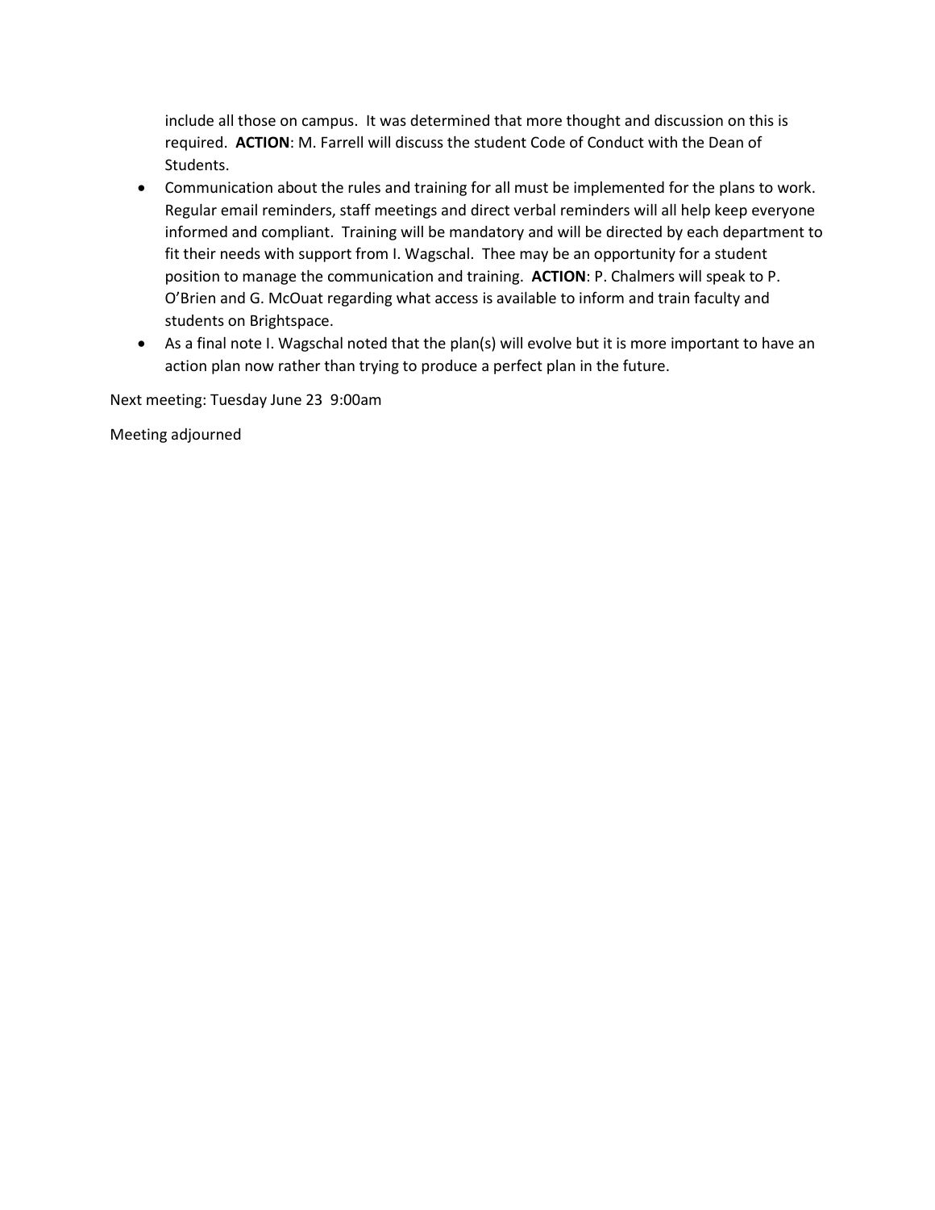include all those on campus. It was determined that more thought and discussion on this is required. **ACTION**: M. Farrell will discuss the student Code of Conduct with the Dean of Students.

- Communication about the rules and training for all must be implemented for the plans to work. Regular email reminders, staff meetings and direct verbal reminders will all help keep everyone informed and compliant. Training will be mandatory and will be directed by each department to fit their needs with support from I. Wagschal. Thee may be an opportunity for a student position to manage the communication and training. **ACTION**: P. Chalmers will speak to P. O'Brien and G. McOuat regarding what access is available to inform and train faculty and students on Brightspace.
- As a final note I. Wagschal noted that the plan(s) will evolve but it is more important to have an action plan now rather than trying to produce a perfect plan in the future.

Next meeting: Tuesday June 23 9:00am

Meeting adjourned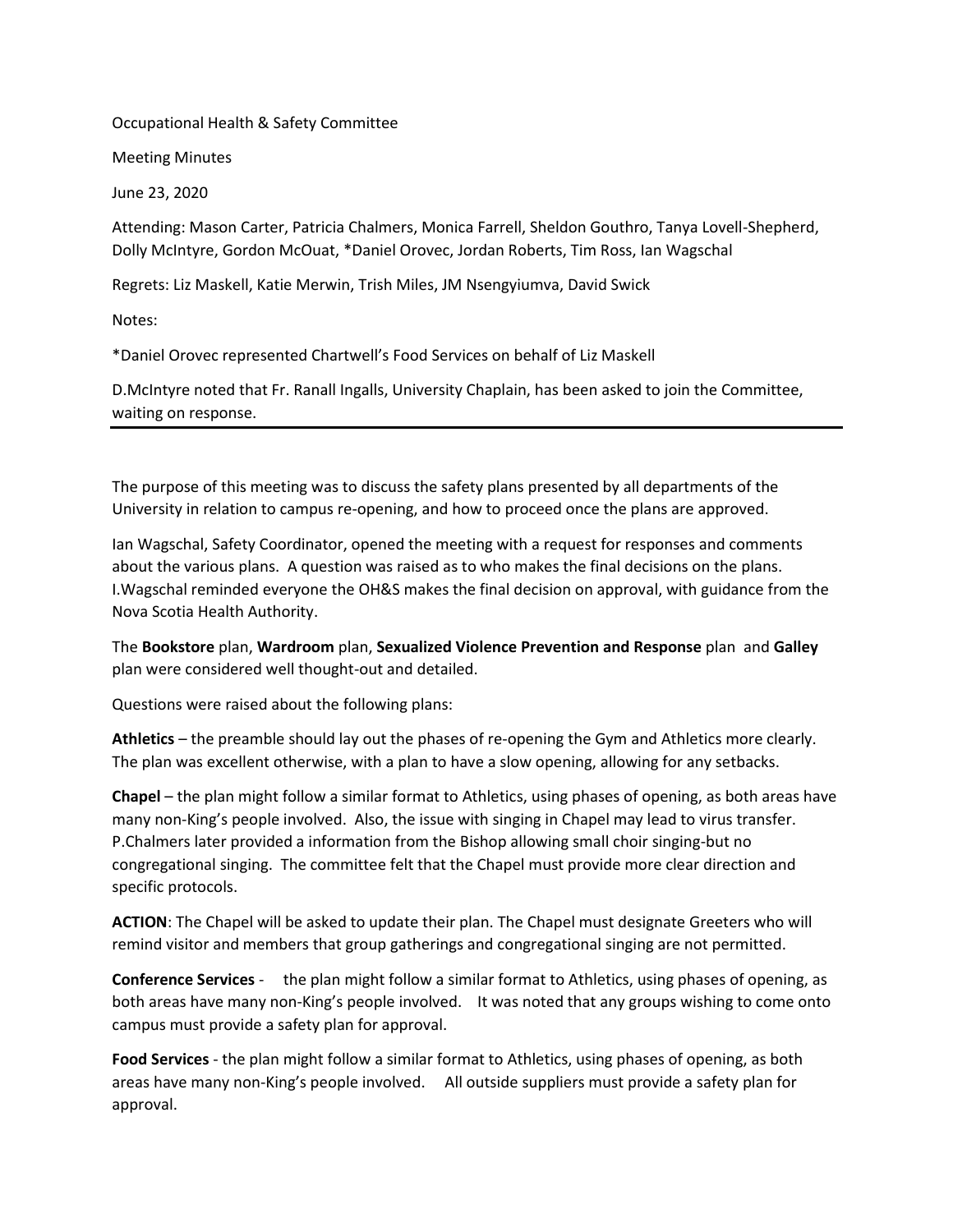Occupational Health & Safety Committee

Meeting Minutes

June 23, 2020

Attending: Mason Carter, Patricia Chalmers, Monica Farrell, Sheldon Gouthro, Tanya Lovell-Shepherd, Dolly McIntyre, Gordon McOuat, *Daniel Orovec, Jordan Roberts, Tim Ross, Ian Wagschal

Regrets: Liz Maskell, Katie Merwin, Trish Miles, JM Nsengyiumva, David Swick

Notes:

*Daniel Orovec represented Chartwell's Food Services on behalf of Liz Maskell

D.McIntyre noted that Fr. Ranall Ingalls, University Chaplain, has been asked to join the Committee, waiting on response.

---

The purpose of this meeting was to discuss the safety plans presented by all departments of the University in relation to campus re-opening, and how to proceed once the plans are approved.

Ian Wagschal, Safety Coordinator, opened the meeting with a request for responses and comments about the various plans. A question was raised as to who makes the final decisions on the plans. I.Wagschal reminded everyone the OH&S makes the final decision on approval, with guidance from the Nova Scotia Health Authority.

The **Bookstore** plan, **Wardroom** plan, **Sexualized Violence Prevention and Response** plan and **Galley** plan were considered well thought-out and detailed.

Questions were raised about the following plans:

**Athletics** – the preamble should lay out the phases of re-opening the Gym and Athletics more clearly. The plan was excellent otherwise, with a plan to have a slow opening, allowing for any setbacks.

**Chapel** – the plan might follow a similar format to Athletics, using phases of opening, as both areas have many non-King's people involved. Also, the issue with singing in Chapel may lead to virus transfer. P.Chalmers later provided a information from the Bishop allowing small choir singing-but no congregational singing. The committee felt that the Chapel must provide more clear direction and specific protocols.

**ACTION**: The Chapel will be asked to update their plan. The Chapel must designate Greeters who will remind visitor and members that group gatherings and congregational singing are not permitted.

**Conference Services** - the plan might follow a similar format to Athletics, using phases of opening, as both areas have many non-King's people involved. It was noted that any groups wishing to come onto campus must provide a safety plan for approval.

**Food Services** - the plan might follow a similar format to Athletics, using phases of opening, as both areas have many non-King's people involved. All outside suppliers must provide a safety plan for approval.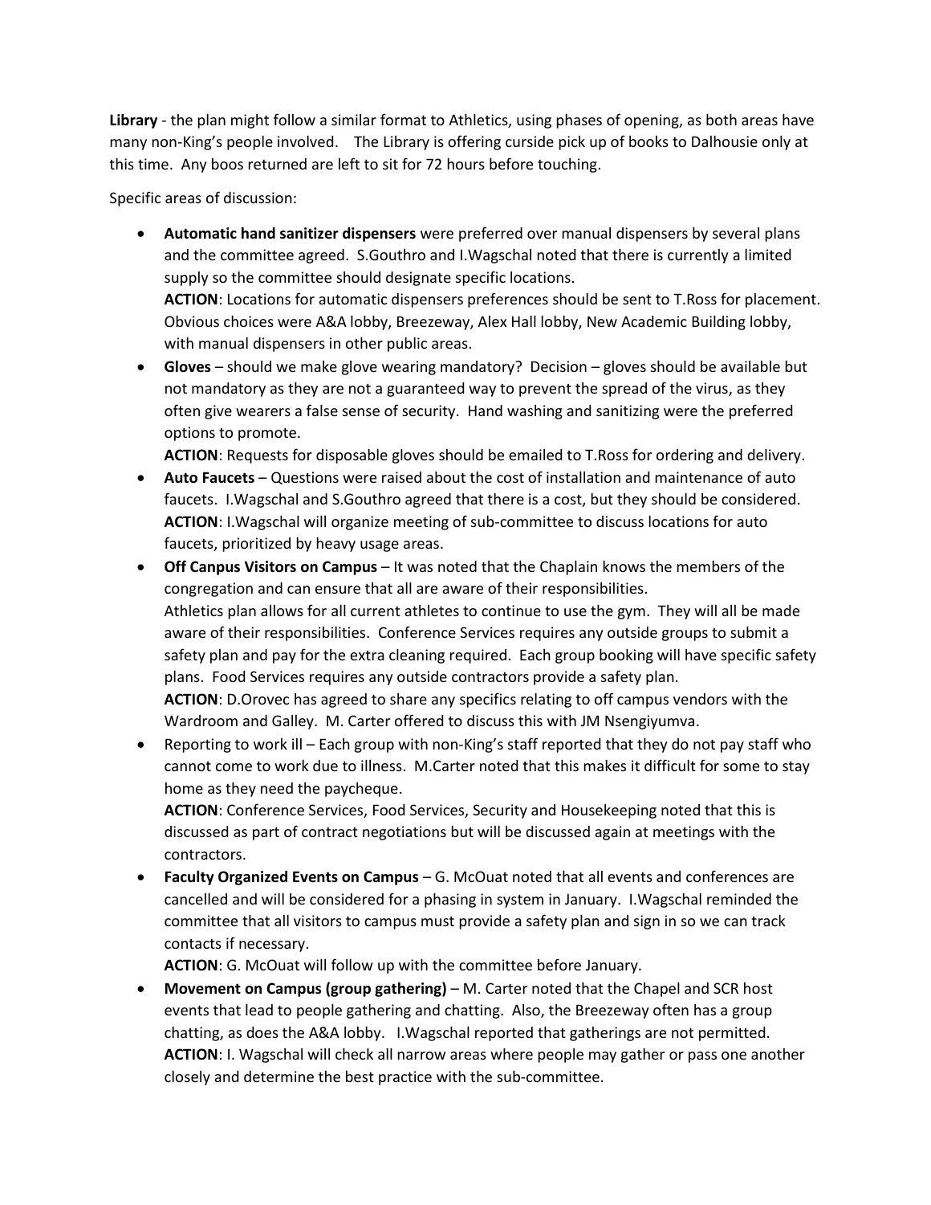**Library** - the plan might follow a similar format to Athletics, using phases of opening, as both areas have many non-King's people involved. The Library is offering curside pick up of books to Dalhousie only at this time. Any boos returned are left to sit for 72 hours before touching.

Specific areas of discussion:

- **Automatic hand sanitizer dispensers** were preferred over manual dispensers by several plans and the committee agreed. S.Gouthro and I.Wagschal noted that there is currently a limited supply so the committee should designate specific locations.
  **ACTION**: Locations for automatic dispensers preferences should be sent to T.Ross for placement. Obvious choices were A&A lobby, Breezeway, Alex Hall lobby, New Academic Building lobby, with manual dispensers in other public areas.
- **Gloves** – should we make glove wearing mandatory? Decision – gloves should be available but not mandatory as they are not a guaranteed way to prevent the spread of the virus, as they often give wearers a false sense of security. Hand washing and sanitizing were the preferred options to promote.
  **ACTION**: Requests for disposable gloves should be emailed to T.Ross for ordering and delivery.
- **Auto Faucets** – Questions were raised about the cost of installation and maintenance of auto faucets. I.Wagschal and S.Gouthro agreed that there is a cost, but they should be considered.
  **ACTION**: I.Wagschal will organize meeting of sub-committee to discuss locations for auto faucets, prioritized by heavy usage areas.
- **Off Canpus Visitors on Campus** – It was noted that the Chaplain knows the members of the congregation and can ensure that all are aware of their responsibilities.
  Athletics plan allows for all current athletes to continue to use the gym. They will all be made aware of their responsibilities. Conference Services requires any outside groups to submit a safety plan and pay for the extra cleaning required. Each group booking will have specific safety plans. Food Services requires any outside contractors provide a safety plan.
  **ACTION**: D.Orovec has agreed to share any specifics relating to off campus vendors with the Wardroom and Galley. M. Carter offered to discuss this with JM Nsengiyumva.
- Reporting to work ill – Each group with non-King's staff reported that they do not pay staff who cannot come to work due to illness. M.Carter noted that this makes it difficult for some to stay home as they need the paycheque.
  **ACTION**: Conference Services, Food Services, Security and Housekeeping noted that this is discussed as part of contract negotiations but will be discussed again at meetings with the contractors.
- **Faculty Organized Events on Campus** – G. McOuat noted that all events and conferences are cancelled and will be considered for a phasing in system in January. I.Wagschal reminded the committee that all visitors to campus must provide a safety plan and sign in so we can track contacts if necessary.
  **ACTION**: G. McOuat will follow up with the committee before January.
- **Movement on Campus (group gathering)** – M. Carter noted that the Chapel and SCR host events that lead to people gathering and chatting. Also, the Breezeway often has a group chatting, as does the A&A lobby. I.Wagschal reported that gatherings are not permitted.
  **ACTION**: I. Wagschal will check all narrow areas where people may gather or pass one another closely and determine the best practice with the sub-committee.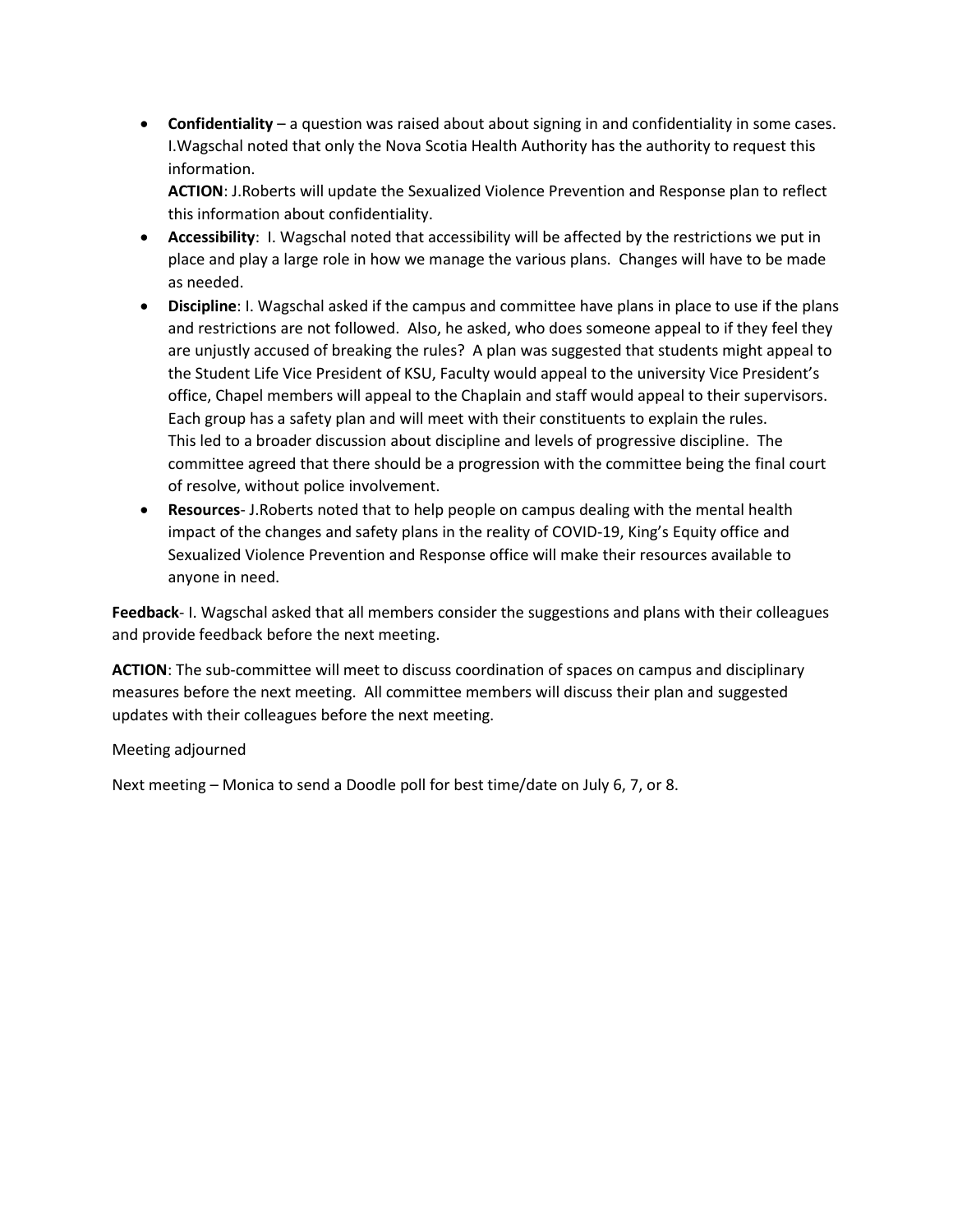- **Confidentiality** – a question was raised about about signing in and confidentiality in some cases. I.Wagschal noted that only the Nova Scotia Health Authority has the authority to request this information.
  **ACTION**: J.Roberts will update the Sexualized Violence Prevention and Response plan to reflect this information about confidentiality.
- **Accessibility**: I. Wagschal noted that accessibility will be affected by the restrictions we put in place and play a large role in how we manage the various plans. Changes will have to be made as needed.
- **Discipline**: I. Wagschal asked if the campus and committee have plans in place to use if the plans and restrictions are not followed. Also, he asked, who does someone appeal to if they feel they are unjustly accused of breaking the rules? A plan was suggested that students might appeal to the Student Life Vice President of KSU, Faculty would appeal to the university Vice President's office, Chapel members will appeal to the Chaplain and staff would appeal to their supervisors. Each group has a safety plan and will meet with their constituents to explain the rules.
  This led to a broader discussion about discipline and levels of progressive discipline. The committee agreed that there should be a progression with the committee being the final court of resolve, without police involvement.
- **Resources**- J.Roberts noted that to help people on campus dealing with the mental health impact of the changes and safety plans in the reality of COVID-19, King's Equity office and Sexualized Violence Prevention and Response office will make their resources available to anyone in need.

**Feedback**- I. Wagschal asked that all members consider the suggestions and plans with their colleagues and provide feedback before the next meeting.

**ACTION**: The sub-committee will meet to discuss coordination of spaces on campus and disciplinary measures before the next meeting. All committee members will discuss their plan and suggested updates with their colleagues before the next meeting.

Meeting adjourned

Next meeting – Monica to send a Doodle poll for best time/date on July 6, 7, or 8.